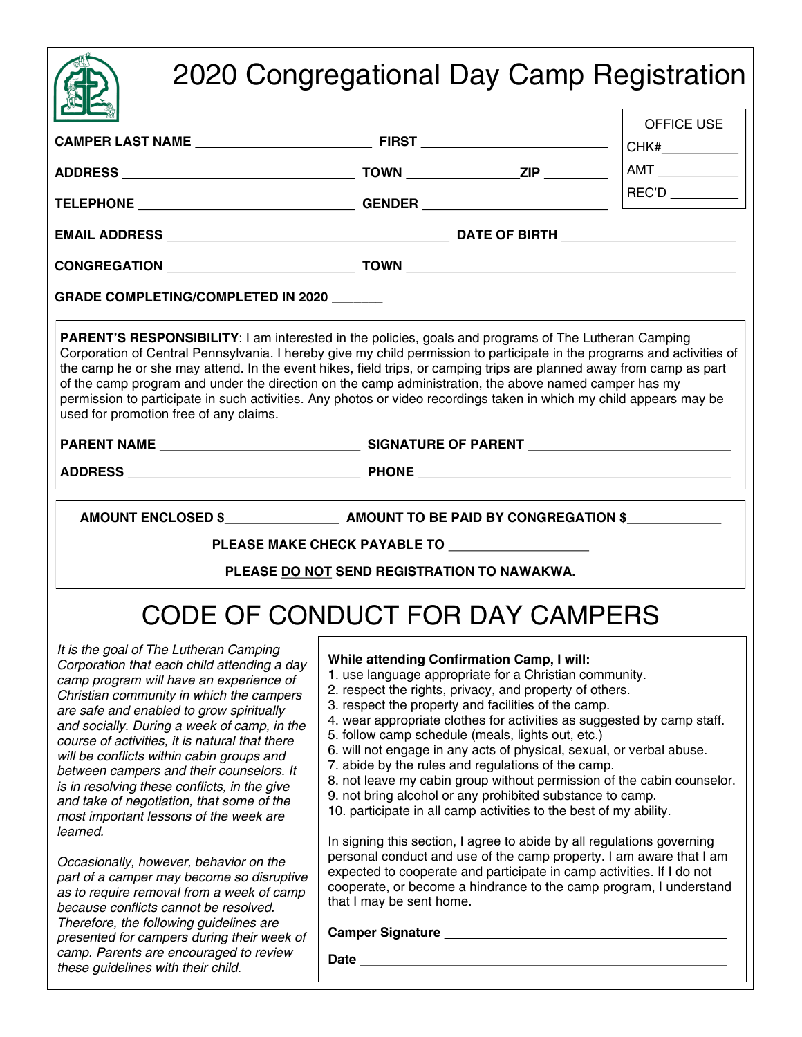# 2020 Congregational Day Camp Registration

| OFFICE USE |
|---|
| CHK# ___________ |
| AMT ___________ |
| REC'D ___________ |

**CAMPER LAST NAME** ________________________ **FIRST** ________________________

**ADDRESS** ______________________________ **TOWN** _______________ **ZIP** ________

**TELEPHONE** ____________________________ **GENDER** ________________________

**EMAIL ADDRESS** ____________________________________ **DATE OF BIRTH** ______________________

**CONGREGATION** ________________________ **TOWN** ____________________________________________

**GRADE COMPLETING/COMPLETED IN 2020** _______

**PARENT'S RESPONSIBILITY**: I am interested in the policies, goals and programs of The Lutheran Camping Corporation of Central Pennsylvania. I hereby give my child permission to participate in the programs and activities of the camp he or she may attend. In the event hikes, field trips, or camping trips are planned away from camp as part of the camp program and under the direction on the camp administration, the above named camper has my permission to participate in such activities. Any photos or video recordings taken in which my child appears may be used for promotion free of any claims.

**PARENT NAME** __________________________ **SIGNATURE OF PARENT** __________________________

**ADDRESS** ______________________________ **PHONE** ________________________________________

**AMOUNT ENCLOSED $**_______________ **AMOUNT TO BE PAID BY CONGREGATION $**____________

**PLEASE MAKE CHECK PAYABLE TO** __________________

**PLEASE DO NOT SEND REGISTRATION TO NAWAKWA.**

# CODE OF CONDUCT FOR DAY CAMPERS

*It is the goal of The Lutheran Camping Corporation that each child attending a day camp program will have an experience of Christian community in which the campers are safe and enabled to grow spiritually and socially. During a week of camp, in the course of activities, it is natural that there will be conflicts within cabin groups and between campers and their counselors. It is in resolving these conflicts, in the give and take of negotiation, that some of the most important lessons of the week are learned.*

*Occasionally, however, behavior on the part of a camper may become so disruptive as to require removal from a week of camp because conflicts cannot be resolved. Therefore, the following guidelines are presented for campers during their week of camp. Parents are encouraged to review these guidelines with their child.*

**While attending Confirmation Camp, I will:**

1. use language appropriate for a Christian community.
2. respect the rights, privacy, and property of others.
3. respect the property and facilities of the camp.
4. wear appropriate clothes for activities as suggested by camp staff.
5. follow camp schedule (meals, lights out, etc.)
6. will not engage in any acts of physical, sexual, or verbal abuse.
7. abide by the rules and regulations of the camp.
8. not leave my cabin group without permission of the cabin counselor.
9. not bring alcohol or any prohibited substance to camp.
10. participate in all camp activities to the best of my ability.

In signing this section, I agree to abide by all regulations governing personal conduct and use of the camp property. I am aware that I am expected to cooperate and participate in camp activities. If I do not cooperate, or become a hindrance to the camp program, I understand that I may be sent home.

**Camper Signature** ______________________________________

**Date** ____________________________________________________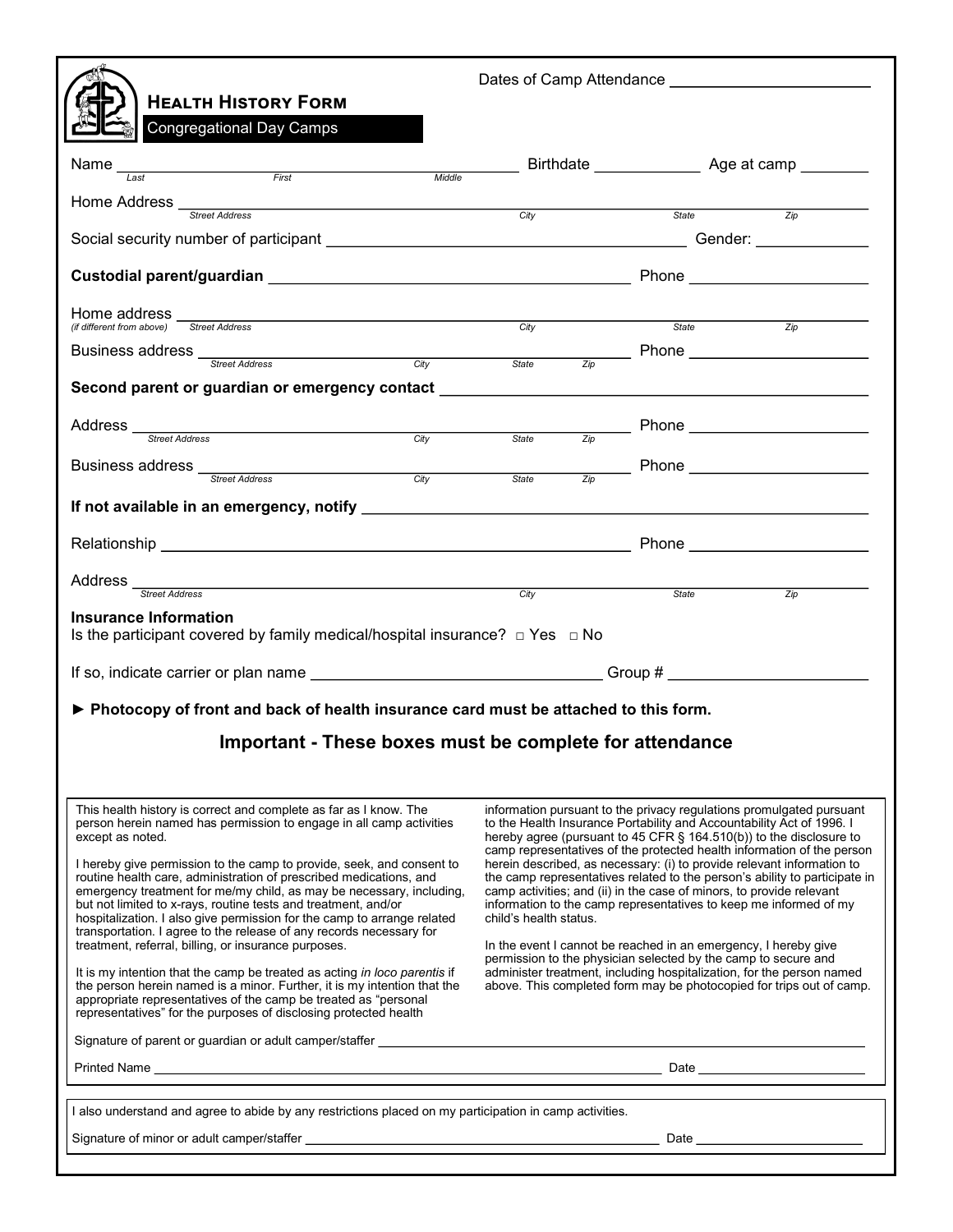Dates of Camp Attendance ______________________

# Health History Form

Congregational Day Camps

Name ______________________________________________ Birthdate ____________ Age at camp ________
Last First Middle

Home Address ______________________________________________________________________
Street Address City State Zip

Social security number of participant ________________________________________ Gender: _____________

**Custodial parent/guardian** ________________________________________ Phone ____________________

Home address ______________________________________________________________________
(if different from above) Street Address City State Zip

Business address ____________________________________________ Phone ____________________
Street Address City State Zip

**Second parent or guardian or emergency contact** ______________________________________________

Address ____________________________________________ Phone ____________________
Street Address City State Zip

Business address ____________________________________________ Phone ____________________
Street Address City State Zip

**If not available in an emergency, notify** ______________________________________________________

Relationship ____________________________________________ Phone ____________________

Address ______________________________________________________________________
Street Address City State Zip

**Insurance Information**
Is the participant covered by family medical/hospital insurance? □ Yes □ No

If so, indicate carrier or plan name ________________________________ Group # ______________________

**► Photocopy of front and back of health insurance card must be attached to this form.**

## Important - These boxes must be complete for attendance

This health history is correct and complete as far as I know. The person herein named has permission to engage in all camp activities except as noted.

I hereby give permission to the camp to provide, seek, and consent to routine health care, administration of prescribed medications, and emergency treatment for me/my child, as may be necessary, including, but not limited to x-rays, routine tests and treatment, and/or hospitalization. I also give permission for the camp to arrange related transportation. I agree to the release of any records necessary for treatment, referral, billing, or insurance purposes.

It is my intention that the camp be treated as acting *in loco parentis* if the person herein named is a minor. Further, it is my intention that the appropriate representatives of the camp be treated as "personal representatives" for the purposes of disclosing protected health information pursuant to the privacy regulations promulgated pursuant to the Health Insurance Portability and Accountability Act of 1996. I hereby agree (pursuant to 45 CFR § 164.510(b)) to the disclosure to camp representatives of the protected health information of the person herein described, as necessary: (i) to provide relevant information to the camp representatives related to the person's ability to participate in camp activities; and (ii) in the case of minors, to provide relevant information to the camp representatives to keep me informed of my child's health status.

In the event I cannot be reached in an emergency, I hereby give permission to the physician selected by the camp to secure and administer treatment, including hospitalization, for the person named above. This completed form may be photocopied for trips out of camp.

Signature of parent or guardian or adult camper/staffer ______________________________________________

Printed Name ______________________________________________ Date ______________________

I also understand and agree to abide by any restrictions placed on my participation in camp activities.

Signature of minor or adult camper/staffer ______________________________________ Date ______________________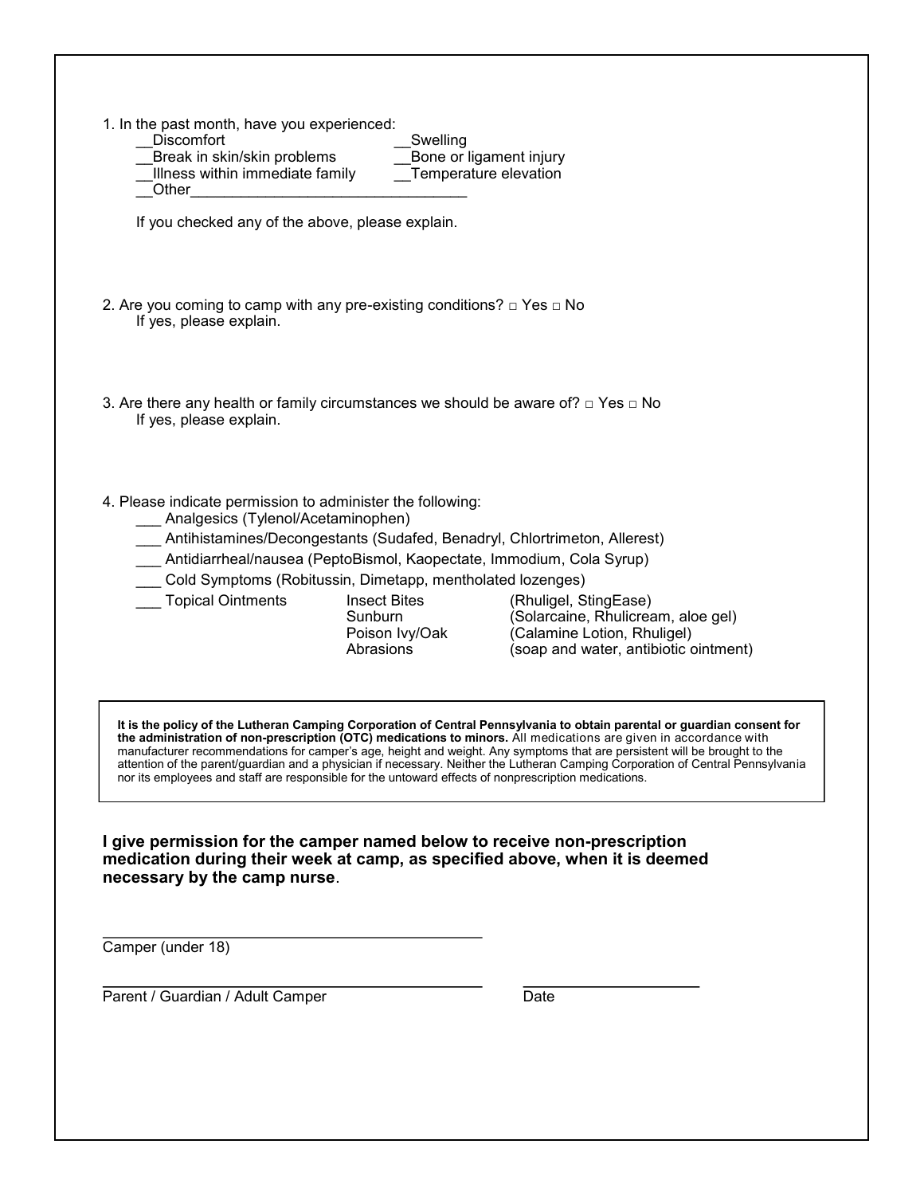1. In the past month, have you experienced:

__Discomfort
__Swelling
__Break in skin/skin problems
__Bone or ligament injury
__Illness within immediate family
__Temperature elevation
__Other________________________________

If you checked any of the above, please explain.

2. Are you coming to camp with any pre-existing conditions? □ Yes □ No
If yes, please explain.

3. Are there any health or family circumstances we should be aware of? □ Yes □ No
If yes, please explain.

4. Please indicate permission to administer the following:

___ Analgesics (Tylenol/Acetaminophen)
___ Antihistamines/Decongestants (Sudafed, Benadryl, Chlortrimeton, Allerest)
___ Antidiarrheal/nausea (PeptoBismol, Kaopectate, Immodium, Cola Syrup)
___ Cold Symptoms (Robitussin, Dimetapp, mentholated lozenges)
___ Topical Ointments

| | | |
|---|---|---|
| | Insect Bites | (Rhuligel, StingEase) |
| | Sunburn | (Solarcaine, Rhulicream, aloe gel) |
| | Poison Ivy/Oak | (Calamine Lotion, Rhuligel) |
| | Abrasions | (soap and water, antibiotic ointment) |

**It is the policy of the Lutheran Camping Corporation of Central Pennsylvania to obtain parental or guardian consent for the administration of non-prescription (OTC) medications to minors.** All medications are given in accordance with manufacturer recommendations for camper's age, height and weight. Any symptoms that are persistent will be brought to the attention of the parent/guardian and a physician if necessary. Neither the Lutheran Camping Corporation of Central Pennsylvania nor its employees and staff are responsible for the untoward effects of nonprescription medications.

**I give permission for the camper named below to receive non-prescription medication during their week at camp, as specified above, when it is deemed necessary by the camp nurse**.

___________________________________________
Camper (under 18)

___________________________________________ ____________________
Parent / Guardian / Adult Camper Date